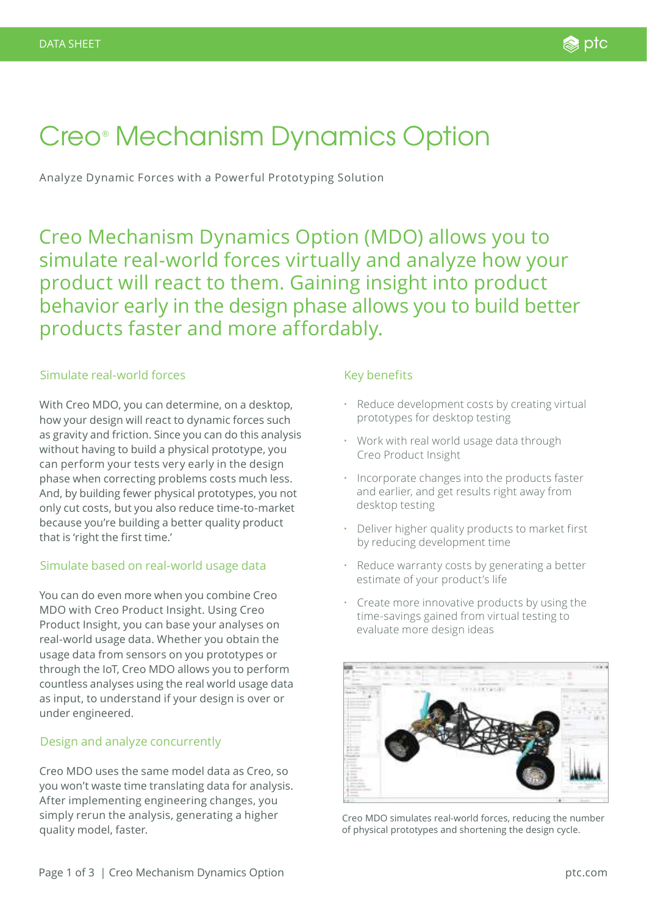# Creo® Mechanism Dynamics Option

Analyze Dynamic Forces with a Powerful Prototyping Solution

## Creo Mechanism Dynamics Option (MDO) allows you to simulate real-world forces virtually and analyze how your product will react to them. Gaining insight into product behavior early in the design phase allows you to build better products faster and more affordably.

### Simulate real-world forces

With Creo MDO, you can determine, on a desktop, how your design will react to dynamic forces such as gravity and friction. Since you can do this analysis without having to build a physical prototype, you can perform your tests very early in the design phase when correcting problems costs much less. And, by building fewer physical prototypes, you not only cut costs, but you also reduce time-to-market because you're building a better quality product that is 'right the first time.'

### Simulate based on real-world usage data

You can do even more when you combine Creo MDO with Creo Product Insight. Using Creo Product Insight, you can base your analyses on real-world usage data. Whether you obtain the usage data from sensors on you prototypes or through the IoT, Creo MDO allows you to perform countless analyses using the real world usage data as input, to understand if your design is over or under engineered.

### Design and analyze concurrently

Creo MDO uses the same model data as Creo, so you won't waste time translating data for analysis. After implementing engineering changes, you simply rerun the analysis, generating a higher quality model, faster.

### Key benefits

- Reduce development costs by creating virtual prototypes for desktop testing
- Work with real world usage data through Creo Product Insight
- Incorporate changes into the products faster and earlier, and get results right away from desktop testing
- Deliver higher quality products to market first by reducing development time
- Reduce warranty costs by generating a better estimate of your product's life
- Create more innovative products by using the time-savings gained from virtual testing to evaluate more design ideas

Creo MDO simulates real-world forces, reducing the number of physical prototypes and shortening the design cycle.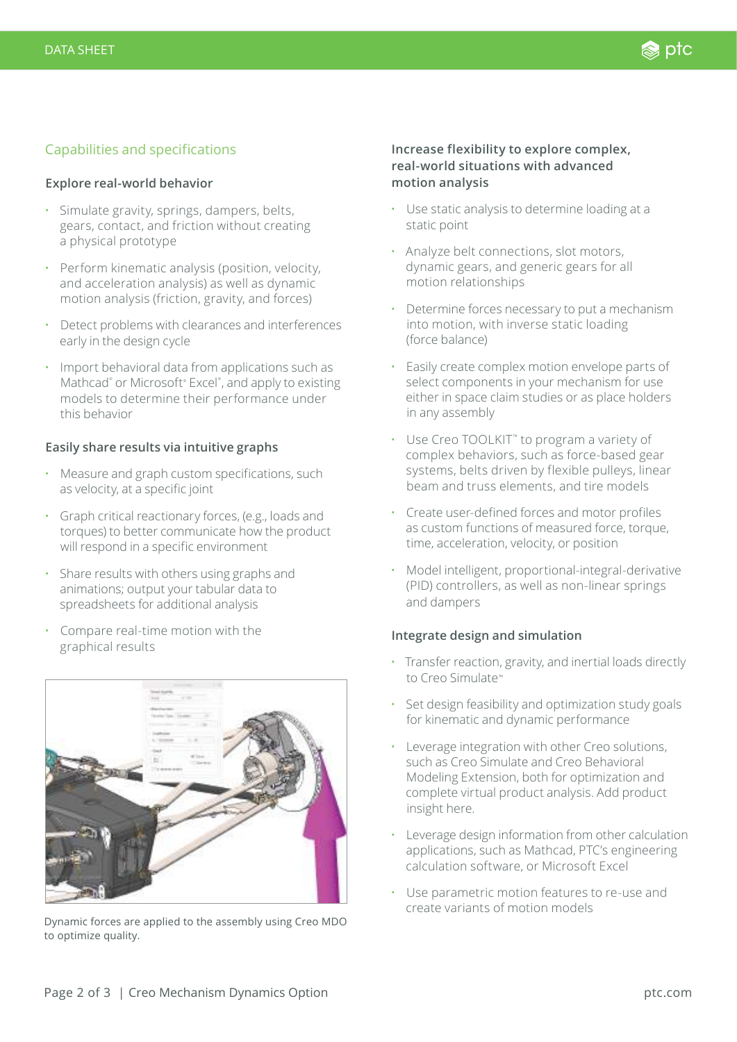## Capabilities and specifications

### Explore real-world behavior

- Simulate gravity, springs, dampers, belts, gears, contact, and friction without creating a physical prototype
- Perform kinematic analysis (position, velocity, and acceleration analysis) as well as dynamic motion analysis (friction, gravity, and forces)
- Detect problems with clearances and interferences early in the design cycle
- Import behavioral data from applications such as Mathcad® or Microsoft® Excel®, and apply to existing models to determine their performance under this behavior

### Easily share results via intuitive graphs

- Measure and graph custom specifications, such as velocity, at a specific joint
- Graph critical reactionary forces, (e.g., loads and torques) to better communicate how the product will respond in a specific environment
- Share results with others using graphs and animations; output your tabular data to spreadsheets for additional analysis
- Compare real-time motion with the graphical results

Dynamic forces are applied to the assembly using Creo MDO to optimize quality.

### Increase flexibility to explore complex, real-world situations with advanced motion analysis

- Use static analysis to determine loading at a static point
- Analyze belt connections, slot motors, dynamic gears, and generic gears for all motion relationships
- Determine forces necessary to put a mechanism into motion, with inverse static loading (force balance)
- Easily create complex motion envelope parts of select components in your mechanism for use either in space claim studies or as place holders in any assembly
- Use Creo TOOLKIT™ to program a variety of complex behaviors, such as force-based gear systems, belts driven by flexible pulleys, linear beam and truss elements, and tire models
- Create user-defined forces and motor profiles as custom functions of measured force, torque, time, acceleration, velocity, or position
- Model intelligent, proportional-integral-derivative (PID) controllers, as well as non-linear springs and dampers

### Integrate design and simulation

- Transfer reaction, gravity, and inertial loads directly to Creo Simulate™
- Set design feasibility and optimization study goals for kinematic and dynamic performance
- Leverage integration with other Creo solutions, such as Creo Simulate and Creo Behavioral Modeling Extension, both for optimization and complete virtual product analysis. Add product insight here.
- Leverage design information from other calculation applications, such as Mathcad, PTC's engineering calculation software, or Microsoft Excel
- Use parametric motion features to re-use and create variants of motion models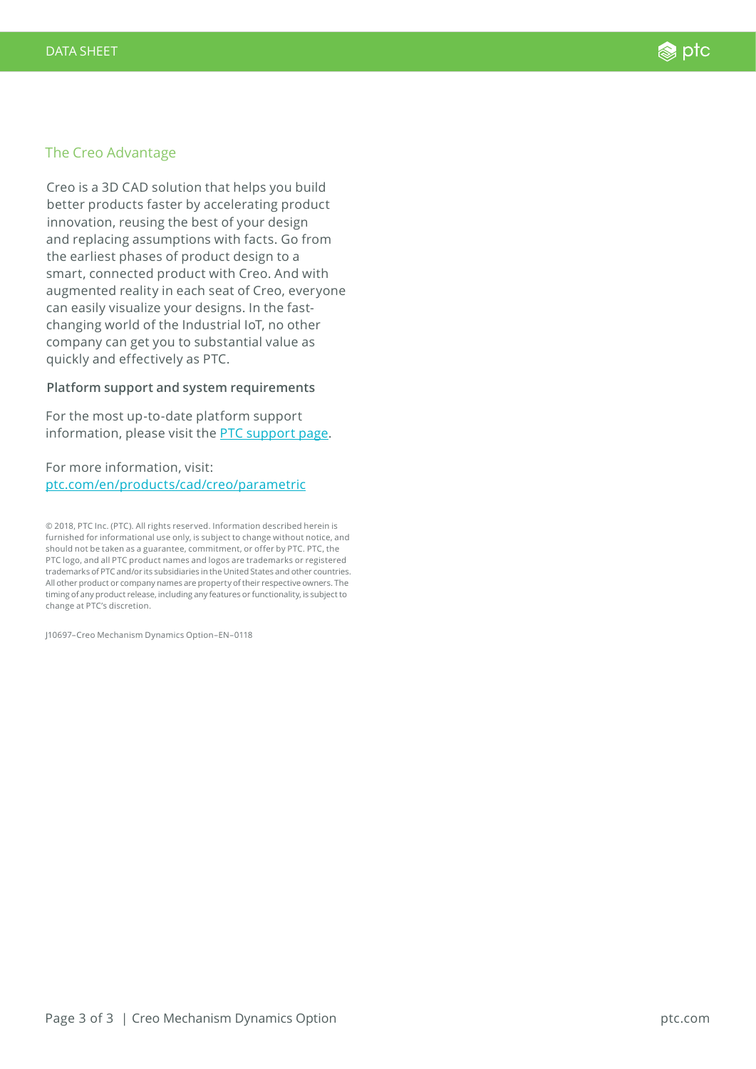## The Creo Advantage

Creo is a 3D CAD solution that helps you build better products faster by accelerating product innovation, reusing the best of your design and replacing assumptions with facts. Go from the earliest phases of product design to a smart, connected product with Creo. And with augmented reality in each seat of Creo, everyone can easily visualize your designs. In the fast-changing world of the Industrial IoT, no other company can get you to substantial value as quickly and effectively as PTC.

### Platform support and system requirements

For the most up-to-date platform support information, please visit the [PTC support page](PTC support page).

For more information, visit:
ptc.com/en/products/cad/creo/parametric

© 2018, PTC Inc. (PTC). All rights reserved. Information described herein is furnished for informational use only, is subject to change without notice, and should not be taken as a guarantee, commitment, or offer by PTC. PTC, the PTC logo, and all PTC product names and logos are trademarks or registered trademarks of PTC and/or its subsidiaries in the United States and other countries. All other product or company names are property of their respective owners. The timing of any product release, including any features or functionality, is subject to change at PTC's discretion.

J10697–Creo Mechanism Dynamics Option–EN–0118